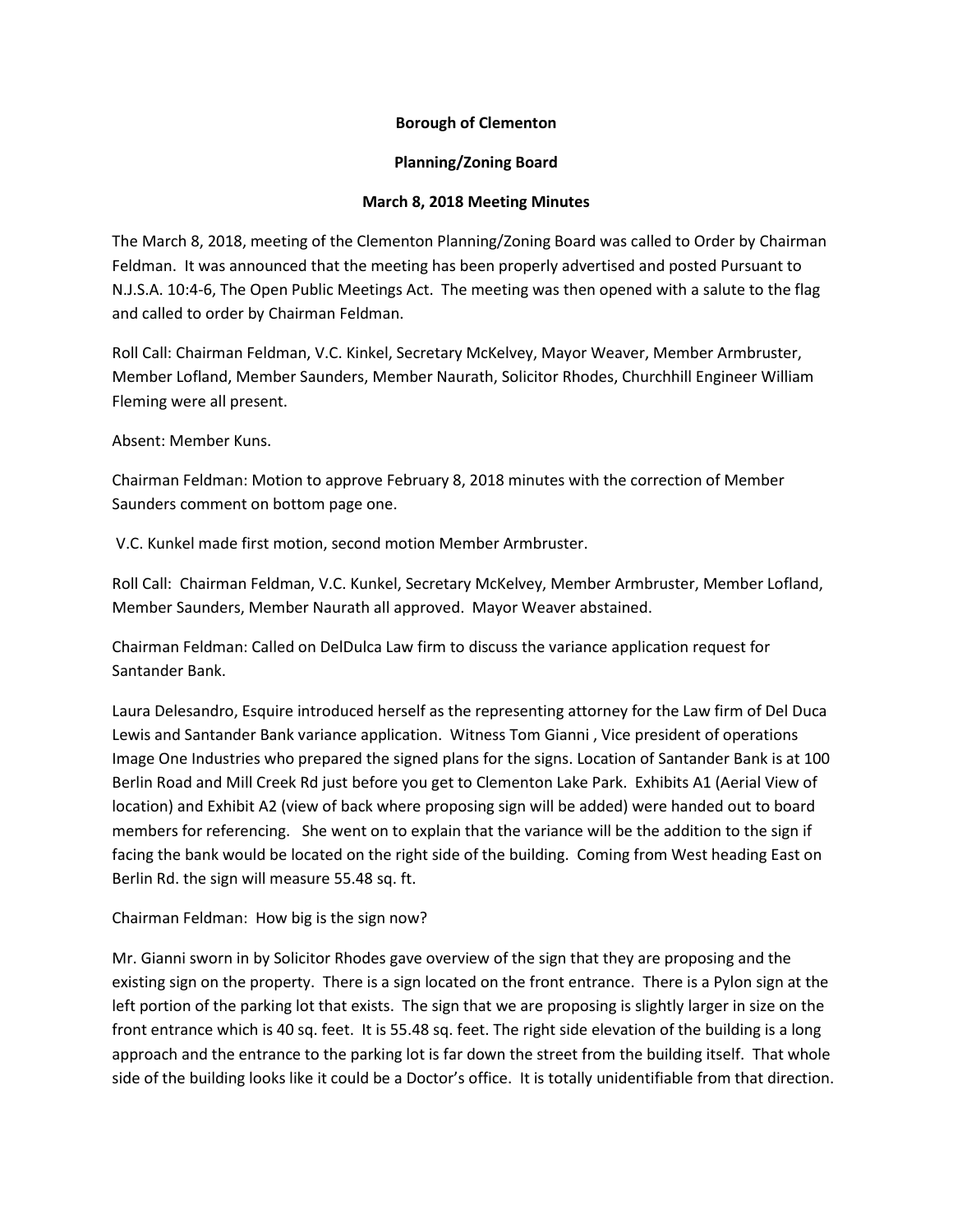**Borough of Clementon**

**Planning/Zoning Board**

**March 8, 2018 Meeting Minutes**

The March 8, 2018, meeting of the Clementon Planning/Zoning Board was called to Order by Chairman Feldman. It was announced that the meeting has been properly advertised and posted Pursuant to N.J.S.A. 10:4-6, The Open Public Meetings Act. The meeting was then opened with a salute to the flag and called to order by Chairman Feldman.

Roll Call: Chairman Feldman, V.C. Kinkel, Secretary McKelvey, Mayor Weaver, Member Armbruster, Member Lofland, Member Saunders, Member Naurath, Solicitor Rhodes, Churchhill Engineer William Fleming were all present.

Absent: Member Kuns.

Chairman Feldman: Motion to approve February 8, 2018 minutes with the correction of Member Saunders comment on bottom page one.

V.C. Kunkel made first motion, second motion Member Armbruster.

Roll Call: Chairman Feldman, V.C. Kunkel, Secretary McKelvey, Member Armbruster, Member Lofland, Member Saunders, Member Naurath all approved. Mayor Weaver abstained.

Chairman Feldman: Called on DelDulca Law firm to discuss the variance application request for Santander Bank.

Laura Delesandro, Esquire introduced herself as the representing attorney for the Law firm of Del Duca Lewis and Santander Bank variance application. Witness Tom Gianni , Vice president of operations Image One Industries who prepared the signed plans for the signs. Location of Santander Bank is at 100 Berlin Road and Mill Creek Rd just before you get to Clementon Lake Park. Exhibits A1 (Aerial View of location) and Exhibit A2 (view of back where proposing sign will be added) were handed out to board members for referencing. She went on to explain that the variance will be the addition to the sign if facing the bank would be located on the right side of the building. Coming from West heading East on Berlin Rd. the sign will measure 55.48 sq. ft.

Chairman Feldman: How big is the sign now?

Mr. Gianni sworn in by Solicitor Rhodes gave overview of the sign that they are proposing and the existing sign on the property. There is a sign located on the front entrance. There is a Pylon sign at the left portion of the parking lot that exists. The sign that we are proposing is slightly larger in size on the front entrance which is 40 sq. feet. It is 55.48 sq. feet. The right side elevation of the building is a long approach and the entrance to the parking lot is far down the street from the building itself. That whole side of the building looks like it could be a Doctor's office. It is totally unidentifiable from that direction.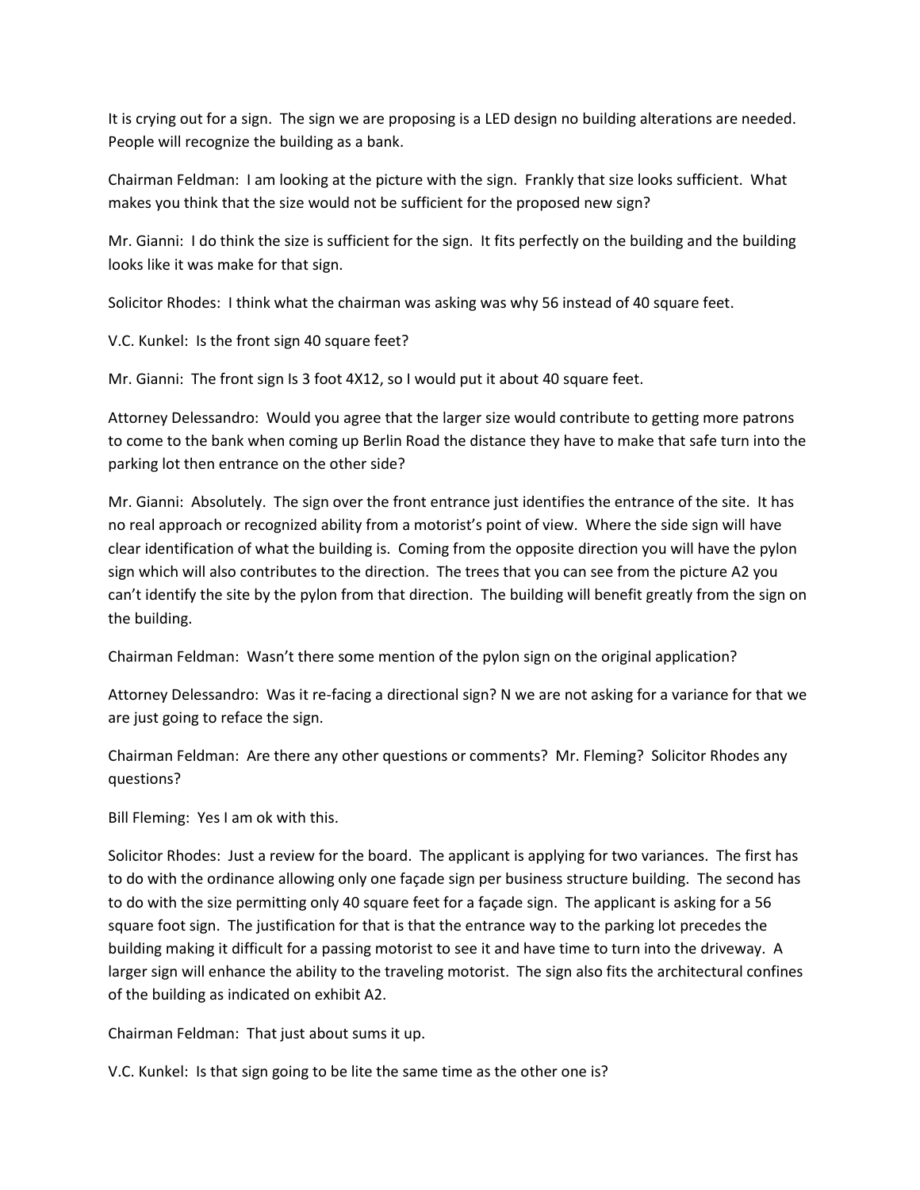It is crying out for a sign. The sign we are proposing is a LED design no building alterations are needed. People will recognize the building as a bank.

Chairman Feldman: I am looking at the picture with the sign. Frankly that size looks sufficient. What makes you think that the size would not be sufficient for the proposed new sign?

Mr. Gianni: I do think the size is sufficient for the sign. It fits perfectly on the building and the building looks like it was make for that sign.

Solicitor Rhodes: I think what the chairman was asking was why 56 instead of 40 square feet.

V.C. Kunkel: Is the front sign 40 square feet?

Mr. Gianni: The front sign Is 3 foot 4X12, so I would put it about 40 square feet.

Attorney Delessandro: Would you agree that the larger size would contribute to getting more patrons to come to the bank when coming up Berlin Road the distance they have to make that safe turn into the parking lot then entrance on the other side?

Mr. Gianni: Absolutely. The sign over the front entrance just identifies the entrance of the site. It has no real approach or recognized ability from a motorist's point of view. Where the side sign will have clear identification of what the building is. Coming from the opposite direction you will have the pylon sign which will also contributes to the direction. The trees that you can see from the picture A2 you can't identify the site by the pylon from that direction. The building will benefit greatly from the sign on the building.

Chairman Feldman: Wasn't there some mention of the pylon sign on the original application?

Attorney Delessandro: Was it re-facing a directional sign? N we are not asking for a variance for that we are just going to reface the sign.

Chairman Feldman: Are there any other questions or comments? Mr. Fleming? Solicitor Rhodes any questions?

Bill Fleming: Yes I am ok with this.

Solicitor Rhodes: Just a review for the board. The applicant is applying for two variances. The first has to do with the ordinance allowing only one façade sign per business structure building. The second has to do with the size permitting only 40 square feet for a façade sign. The applicant is asking for a 56 square foot sign. The justification for that is that the entrance way to the parking lot precedes the building making it difficult for a passing motorist to see it and have time to turn into the driveway. A larger sign will enhance the ability to the traveling motorist. The sign also fits the architectural confines of the building as indicated on exhibit A2.

Chairman Feldman: That just about sums it up.

V.C. Kunkel: Is that sign going to be lite the same time as the other one is?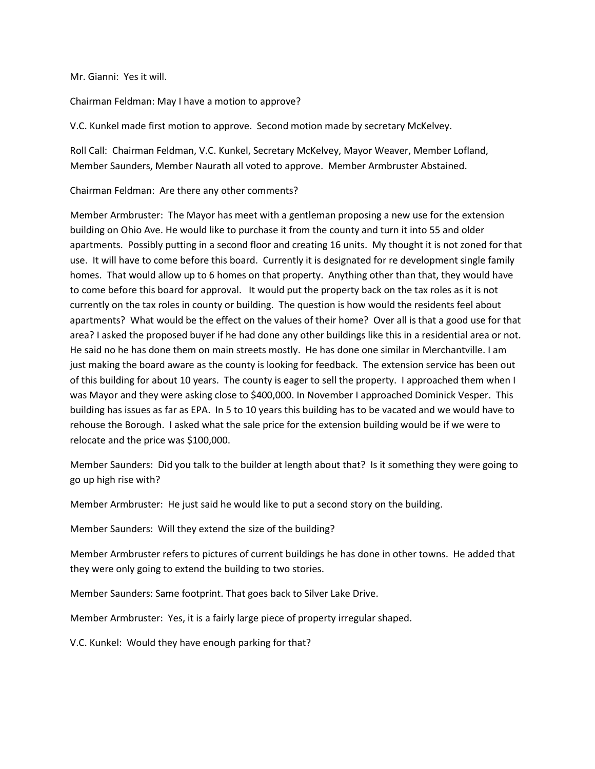Mr. Gianni: Yes it will.

Chairman Feldman: May I have a motion to approve?

V.C. Kunkel made first motion to approve. Second motion made by secretary McKelvey.

Roll Call: Chairman Feldman, V.C. Kunkel, Secretary McKelvey, Mayor Weaver, Member Lofland, Member Saunders, Member Naurath all voted to approve. Member Armbruster Abstained.

Chairman Feldman: Are there any other comments?

Member Armbruster: The Mayor has meet with a gentleman proposing a new use for the extension building on Ohio Ave. He would like to purchase it from the county and turn it into 55 and older apartments. Possibly putting in a second floor and creating 16 units. My thought it is not zoned for that use. It will have to come before this board. Currently it is designated for re development single family homes. That would allow up to 6 homes on that property. Anything other than that, they would have to come before this board for approval. It would put the property back on the tax roles as it is not currently on the tax roles in county or building. The question is how would the residents feel about apartments? What would be the effect on the values of their home? Over all is that a good use for that area? I asked the proposed buyer if he had done any other buildings like this in a residential area or not. He said no he has done them on main streets mostly. He has done one similar in Merchantville. I am just making the board aware as the county is looking for feedback. The extension service has been out of this building for about 10 years. The county is eager to sell the property. I approached them when I was Mayor and they were asking close to $400,000. In November I approached Dominick Vesper. This building has issues as far as EPA. In 5 to 10 years this building has to be vacated and we would have to rehouse the Borough. I asked what the sale price for the extension building would be if we were to relocate and the price was $100,000.

Member Saunders: Did you talk to the builder at length about that? Is it something they were going to go up high rise with?

Member Armbruster: He just said he would like to put a second story on the building.

Member Saunders: Will they extend the size of the building?

Member Armbruster refers to pictures of current buildings he has done in other towns. He added that they were only going to extend the building to two stories.

Member Saunders: Same footprint. That goes back to Silver Lake Drive.

Member Armbruster: Yes, it is a fairly large piece of property irregular shaped.

V.C. Kunkel: Would they have enough parking for that?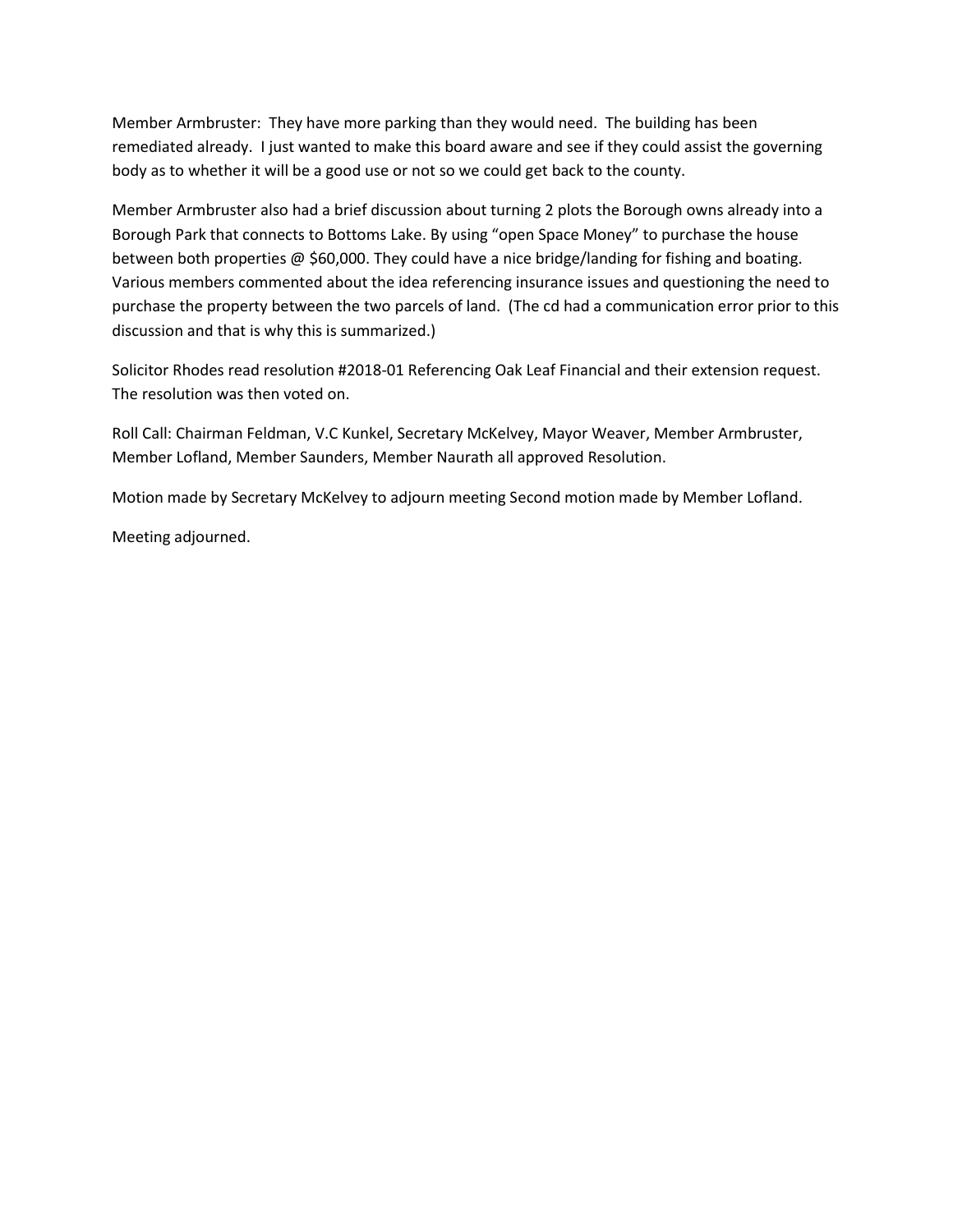Member Armbruster: They have more parking than they would need. The building has been remediated already. I just wanted to make this board aware and see if they could assist the governing body as to whether it will be a good use or not so we could get back to the county.

Member Armbruster also had a brief discussion about turning 2 plots the Borough owns already into a Borough Park that connects to Bottoms Lake. By using "open Space Money" to purchase the house between both properties @ $60,000. They could have a nice bridge/landing for fishing and boating. Various members commented about the idea referencing insurance issues and questioning the need to purchase the property between the two parcels of land. (The cd had a communication error prior to this discussion and that is why this is summarized.)

Solicitor Rhodes read resolution #2018-01 Referencing Oak Leaf Financial and their extension request. The resolution was then voted on.

Roll Call: Chairman Feldman, V.C Kunkel, Secretary McKelvey, Mayor Weaver, Member Armbruster, Member Lofland, Member Saunders, Member Naurath all approved Resolution.

Motion made by Secretary McKelvey to adjourn meeting Second motion made by Member Lofland.

Meeting adjourned.